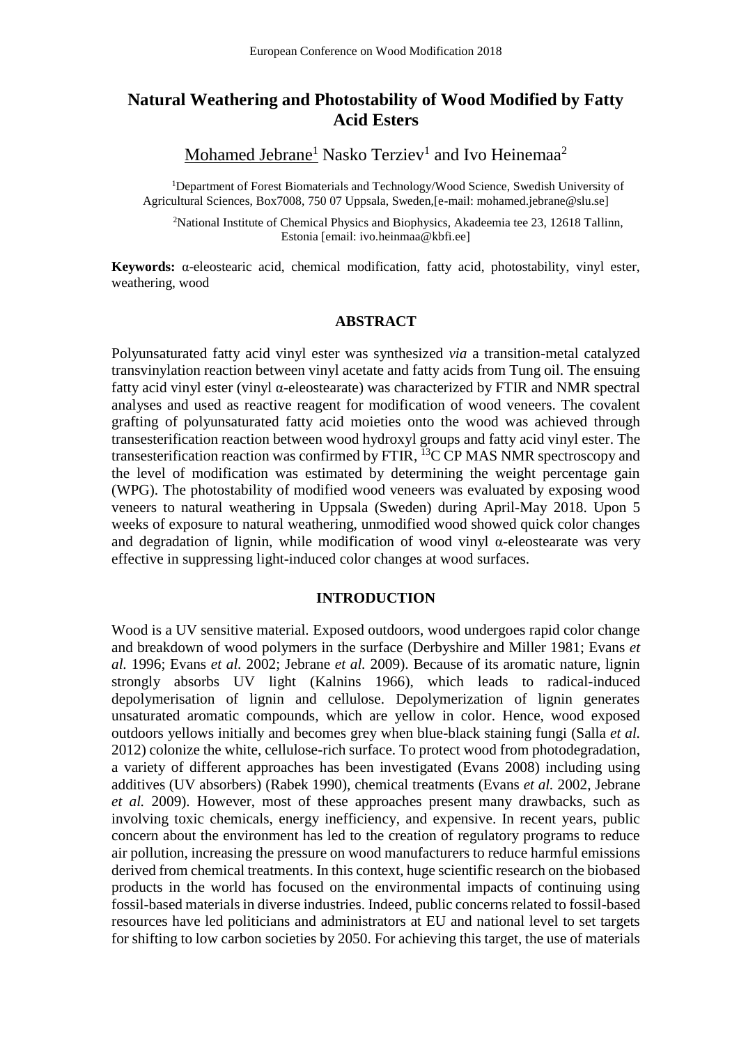# Natural Weathering and Photostability of Wood Modified by Fatty Acid Esters

Mohamed Jebrane[1] Nasko Terziev[1] and Ivo Heinemaa[2]

[1]Department of Forest Biomaterials and Technology/Wood Science, Swedish University of Agricultural Sciences, Box7008, 750 07 Uppsala, Sweden,[e-mail: mohamed.jebrane@slu.se]

[2]National Institute of Chemical Physics and Biophysics, Akadeemia tee 23, 12618 Tallinn, Estonia [email: ivo.heinmaa@kbfi.ee]

**Keywords:** α-eleostearic acid, chemical modification, fatty acid, photostability, vinyl ester, weathering, wood

## ABSTRACT

Polyunsaturated fatty acid vinyl ester was synthesized *via* a transition-metal catalyzed transvinylation reaction between vinyl acetate and fatty acids from Tung oil. The ensuing fatty acid vinyl ester (vinyl α-eleostearate) was characterized by FTIR and NMR spectral analyses and used as reactive reagent for modification of wood veneers. The covalent grafting of polyunsaturated fatty acid moieties onto the wood was achieved through transesterification reaction between wood hydroxyl groups and fatty acid vinyl ester. The transesterification reaction was confirmed by FTIR, $^{13}C$ CP MAS NMR spectroscopy and the level of modification was estimated by determining the weight percentage gain (WPG). The photostability of modified wood veneers was evaluated by exposing wood veneers to natural weathering in Uppsala (Sweden) during April-May 2018. Upon 5 weeks of exposure to natural weathering, unmodified wood showed quick color changes and degradation of lignin, while modification of wood vinyl α-eleostearate was very effective in suppressing light-induced color changes at wood surfaces.

## INTRODUCTION

Wood is a UV sensitive material. Exposed outdoors, wood undergoes rapid color change and breakdown of wood polymers in the surface (Derbyshire and Miller 1981; Evans *et al.* 1996; Evans *et al.* 2002; Jebrane *et al.* 2009). Because of its aromatic nature, lignin strongly absorbs UV light (Kalnins 1966), which leads to radical-induced depolymerisation of lignin and cellulose. Depolymerization of lignin generates unsaturated aromatic compounds, which are yellow in color. Hence, wood exposed outdoors yellows initially and becomes grey when blue-black staining fungi (Salla *et al.* 2012) colonize the white, cellulose-rich surface. To protect wood from photodegradation, a variety of different approaches has been investigated (Evans 2008) including using additives (UV absorbers) (Rabek 1990), chemical treatments (Evans *et al.* 2002, Jebrane *et al.* 2009). However, most of these approaches present many drawbacks, such as involving toxic chemicals, energy inefficiency, and expensive. In recent years, public concern about the environment has led to the creation of regulatory programs to reduce air pollution, increasing the pressure on wood manufacturers to reduce harmful emissions derived from chemical treatments. In this context, huge scientific research on the biobased products in the world has focused on the environmental impacts of continuing using fossil-based materials in diverse industries. Indeed, public concerns related to fossil-based resources have led politicians and administrators at EU and national level to set targets for shifting to low carbon societies by 2050. For achieving this target, the use of materials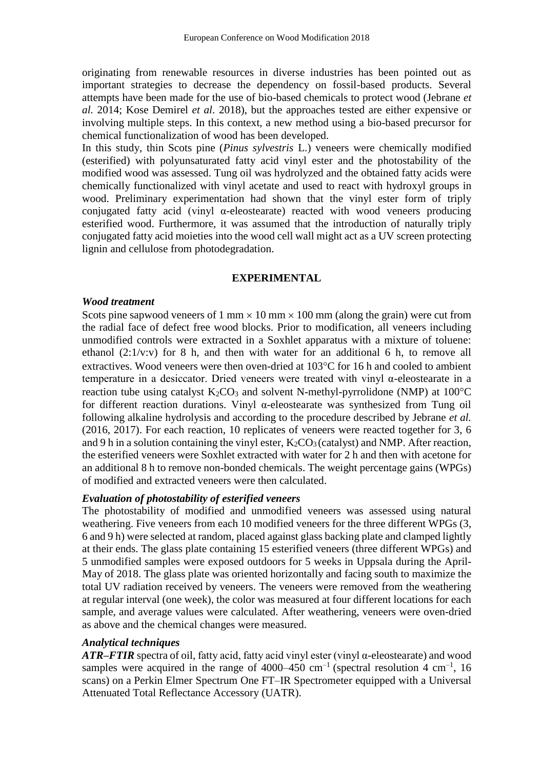originating from renewable resources in diverse industries has been pointed out as important strategies to decrease the dependency on fossil-based products. Several attempts have been made for the use of bio-based chemicals to protect wood (Jebrane *et al.* 2014; Kose Demirel *et al*. 2018), but the approaches tested are either expensive or involving multiple steps. In this context, a new method using a bio-based precursor for chemical functionalization of wood has been developed.

In this study, thin Scots pine (*Pinus sylvestris* L.) veneers were chemically modified (esterified) with polyunsaturated fatty acid vinyl ester and the photostability of the modified wood was assessed. Tung oil was hydrolyzed and the obtained fatty acids were chemically functionalized with vinyl acetate and used to react with hydroxyl groups in wood. Preliminary experimentation had shown that the vinyl ester form of triply conjugated fatty acid (vinyl α-eleostearate) reacted with wood veneers producing esterified wood. Furthermore, it was assumed that the introduction of naturally triply conjugated fatty acid moieties into the wood cell wall might act as a UV screen protecting lignin and cellulose from photodegradation.

## EXPERIMENTAL

### *Wood treatment*

Scots pine sapwood veneers of 1 mm × 10 mm × 100 mm (along the grain) were cut from the radial face of defect free wood blocks. Prior to modification, all veneers including unmodified controls were extracted in a Soxhlet apparatus with a mixture of toluene: ethanol (2:1/v:v) for 8 h, and then with water for an additional 6 h, to remove all extractives. Wood veneers were then oven-dried at 103°C for 16 h and cooled to ambient temperature in a desiccator. Dried veneers were treated with vinyl α-eleostearate in a reaction tube using catalyst $K_2CO_3$ and solvent N-methyl-pyrrolidone (NMP) at 100°C for different reaction durations. Vinyl α-eleostearate was synthesized from Tung oil following alkaline hydrolysis and according to the procedure described by Jebrane *et al.* (2016, 2017). For each reaction, 10 replicates of veneers were reacted together for 3, 6 and 9 h in a solution containing the vinyl ester, $K_2CO_3$ (catalyst) and NMP. After reaction, the esterified veneers were Soxhlet extracted with water for 2 h and then with acetone for an additional 8 h to remove non-bonded chemicals. The weight percentage gains (WPGs) of modified and extracted veneers were then calculated.

### *Evaluation of photostability of esterified veneers*

The photostability of modified and unmodified veneers was assessed using natural weathering. Five veneers from each 10 modified veneers for the three different WPGs (3, 6 and 9 h) were selected at random, placed against glass backing plate and clamped lightly at their ends. The glass plate containing 15 esterified veneers (three different WPGs) and 5 unmodified samples were exposed outdoors for 5 weeks in Uppsala during the April-May of 2018. The glass plate was oriented horizontally and facing south to maximize the total UV radiation received by veneers. The veneers were removed from the weathering at regular interval (one week), the color was measured at four different locations for each sample, and average values were calculated. After weathering, veneers were oven-dried as above and the chemical changes were measured.

### *Analytical techniques*

***ATR–FTIR*** spectra of oil, fatty acid, fatty acid vinyl ester (vinyl α-eleostearate) and wood samples were acquired in the range of 4000–450 $cm^{-1}$ (spectral resolution 4 $cm^{-1}$, 16 scans) on a Perkin Elmer Spectrum One FT–IR Spectrometer equipped with a Universal Attenuated Total Reflectance Accessory (UATR).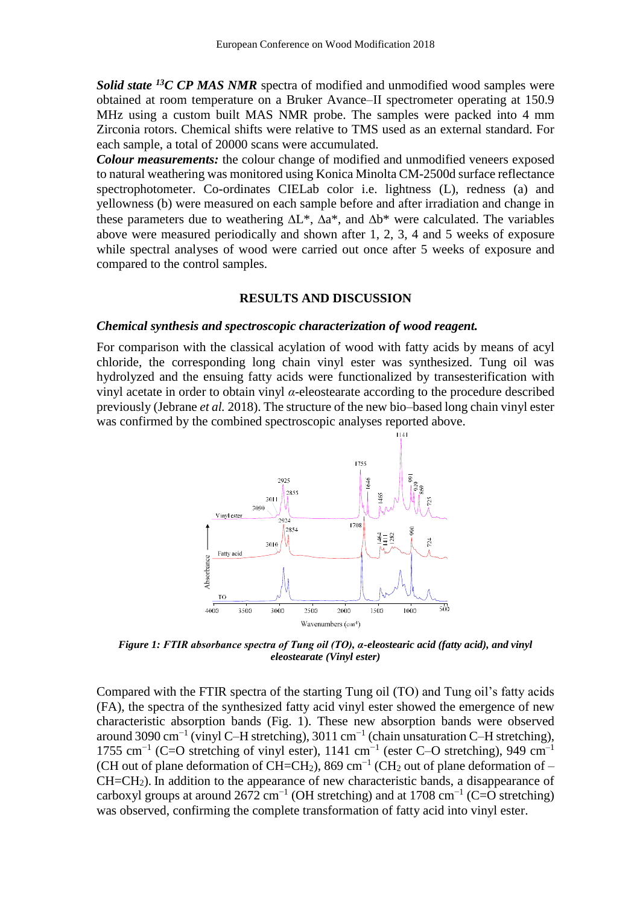***Solid state ¹³C CP MAS NMR*** spectra of modified and unmodified wood samples were obtained at room temperature on a Bruker Avance–II spectrometer operating at 150.9 MHz using a custom built MAS NMR probe. The samples were packed into 4 mm Zirconia rotors. Chemical shifts were relative to TMS used as an external standard. For each sample, a total of 20000 scans were accumulated.

***Colour measurements:*** the colour change of modified and unmodified veneers exposed to natural weathering was monitored using Konica Minolta CM-2500d surface reflectance spectrophotometer. Co-ordinates CIELab color i.e. lightness (L), redness (a) and yellowness (b) were measured on each sample before and after irradiation and change in these parameters due to weathering $\Delta L^*$, $\Delta a^*$, and $\Delta b^*$ were calculated. The variables above were measured periodically and shown after 1, 2, 3, 4 and 5 weeks of exposure while spectral analyses of wood were carried out once after 5 weeks of exposure and compared to the control samples.

## RESULTS AND DISCUSSION

### *Chemical synthesis and spectroscopic characterization of wood reagent.*

For comparison with the classical acylation of wood with fatty acids by means of acyl chloride, the corresponding long chain vinyl ester was synthesized. Tung oil was hydrolyzed and the ensuing fatty acids were functionalized by transesterification with vinyl acetate in order to obtain vinyl *α*-eleostearate according to the procedure described previously (Jebrane *et al.* 2018). The structure of the new bio–based long chain vinyl ester was confirmed by the combined spectroscopic analyses reported above.

***Figure 1: FTIR absorbance spectra of Tung oil (TO), α-eleostearic acid (fatty acid), and vinyl eleostearate (Vinyl ester)***

Compared with the FTIR spectra of the starting Tung oil (TO) and Tung oil's fatty acids (FA), the spectra of the synthesized fatty acid vinyl ester showed the emergence of new characteristic absorption bands (Fig. 1). These new absorption bands were observed around 3090 $cm^{-1}$ (vinyl C–H stretching), 3011 $cm^{-1}$ (chain unsaturation C–H stretching), 1755 $cm^{-1}$ (C=O stretching of vinyl ester), 1141 $cm^{-1}$ (ester C–O stretching), 949 $cm^{-1}$ (CH out of plane deformation of $CH=CH_2$), 869 $cm^{-1}$ ($CH_2$ out of plane deformation of –$CH=CH_2$). In addition to the appearance of new characteristic bands, a disappearance of carboxyl groups at around 2672 $cm^{-1}$ (OH stretching) and at 1708 $cm^{-1}$ (C=O stretching) was observed, confirming the complete transformation of fatty acid into vinyl ester.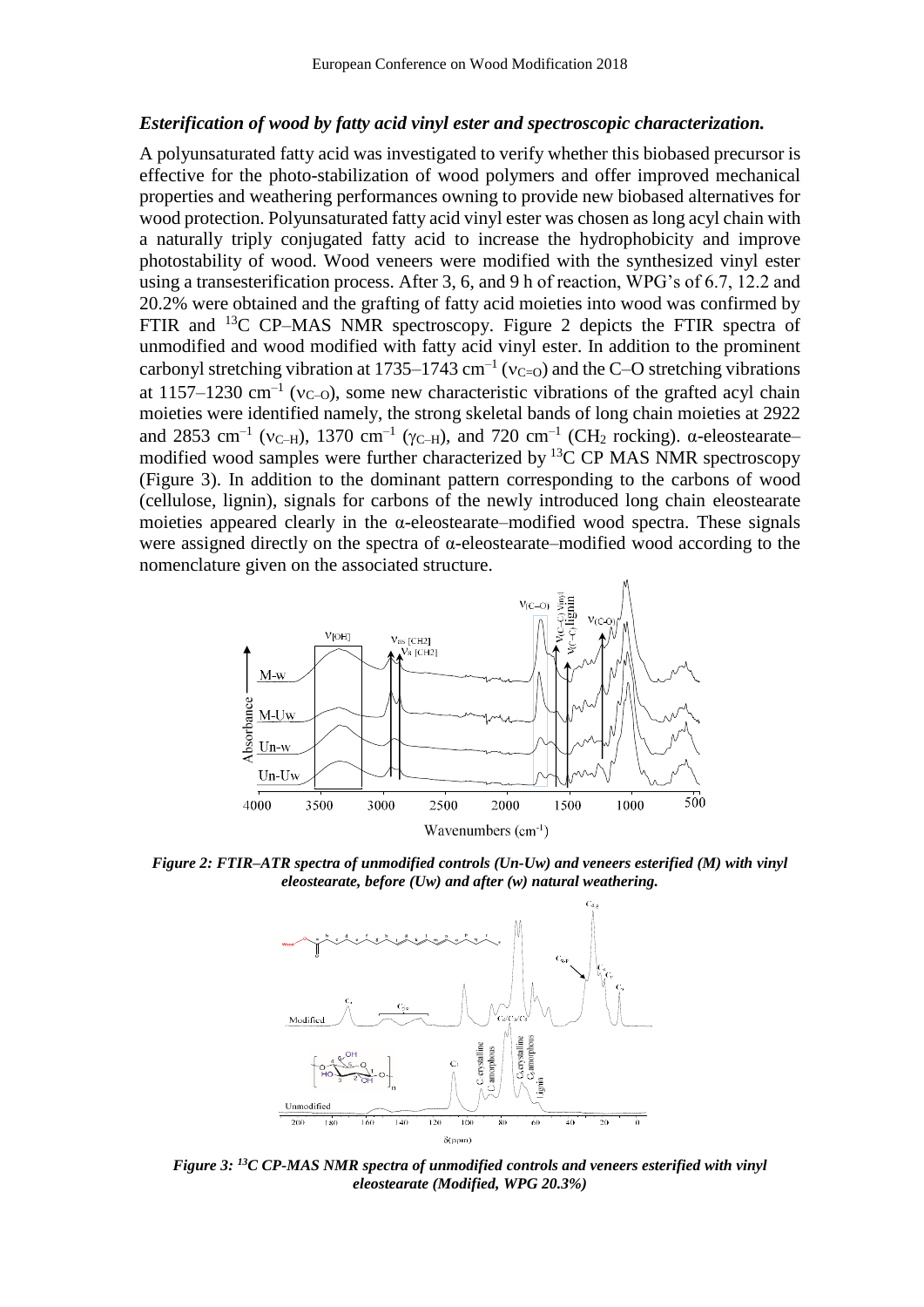### *Esterification of wood by fatty acid vinyl ester and spectroscopic characterization.*

A polyunsaturated fatty acid was investigated to verify whether this biobased precursor is effective for the photo-stabilization of wood polymers and offer improved mechanical properties and weathering performances owning to provide new biobased alternatives for wood protection. Polyunsaturated fatty acid vinyl ester was chosen as long acyl chain with a naturally triply conjugated fatty acid to increase the hydrophobicity and improve photostability of wood. Wood veneers were modified with the synthesized vinyl ester using a transesterification process. After 3, 6, and 9 h of reaction, WPG's of 6.7, 12.2 and 20.2% were obtained and the grafting of fatty acid moieties into wood was confirmed by FTIR and $^{13}C$ CP–MAS NMR spectroscopy. Figure 2 depicts the FTIR spectra of unmodified and wood modified with fatty acid vinyl ester. In addition to the prominent carbonyl stretching vibration at 1735–1743 $cm^{-1}$ ($\nu_{C=O}$) and the C–O stretching vibrations at 1157–1230 $cm^{-1}$ ($\nu_{C-O}$), some new characteristic vibrations of the grafted acyl chain moieties were identified namely, the strong skeletal bands of long chain moieties at 2922 and 2853 $cm^{-1}$ ($\nu_{C-H}$), 1370 $cm^{-1}$ ($\gamma_{C-H}$), and 720 $cm^{-1}$ ($CH_2$ rocking). α-eleostearate–modified wood samples were further characterized by $^{13}C$ CP MAS NMR spectroscopy (Figure 3). In addition to the dominant pattern corresponding to the carbons of wood (cellulose, lignin), signals for carbons of the newly introduced long chain eleostearate moieties appeared clearly in the α-eleostearate–modified wood spectra. These signals were assigned directly on the spectra of α-eleostearate–modified wood according to the nomenclature given on the associated structure.

***Figure 2: FTIR–ATR spectra of unmodified controls (Un-Uw) and veneers esterified (M) with vinyl eleostearate, before (Uw) and after (w) natural weathering.***

***Figure 3: $^{13}C$ CP-MAS NMR spectra of unmodified controls and veneers esterified with vinyl eleostearate (Modified, WPG 20.3%)***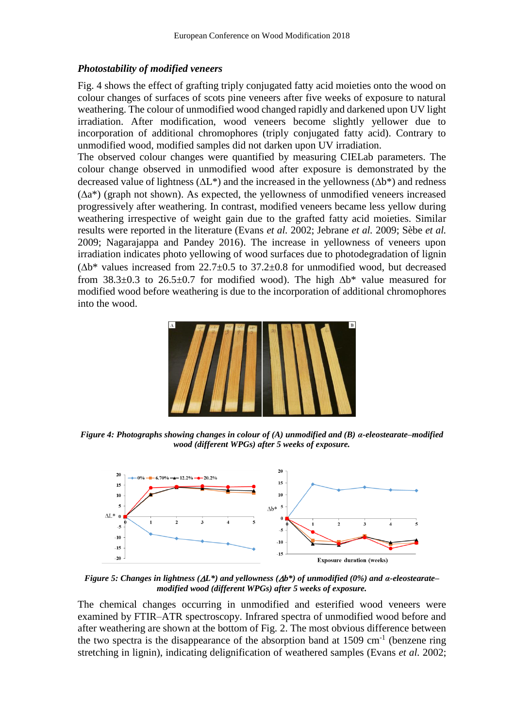### *Photostability of modified veneers*

Fig. 4 shows the effect of grafting triply conjugated fatty acid moieties onto the wood on colour changes of surfaces of scots pine veneers after five weeks of exposure to natural weathering. The colour of unmodified wood changed rapidly and darkened upon UV light irradiation. After modification, wood veneers become slightly yellower due to incorporation of additional chromophores (triply conjugated fatty acid). Contrary to unmodified wood, modified samples did not darken upon UV irradiation.

The observed colour changes were quantified by measuring CIELab parameters. The colour change observed in unmodified wood after exposure is demonstrated by the decreased value of lightness ($\Delta L^*$) and the increased in the yellowness ($\Delta b^*$) and redness ($\Delta a^*$) (graph not shown). As expected, the yellowness of unmodified veneers increased progressively after weathering. In contrast, modified veneers became less yellow during weathering irrespective of weight gain due to the grafted fatty acid moieties. Similar results were reported in the literature (Evans *et al.* 2002; Jebrane *et al.* 2009; Sèbe *et al.* 2009; Nagarajappa and Pandey 2016). The increase in yellowness of veneers upon irradiation indicates photo yellowing of wood surfaces due to photodegradation of lignin ($\Delta b^*$ values increased from 22.7±0.5 to 37.2±0.8 for unmodified wood, but decreased from 38.3±0.3 to 26.5±0.7 for modified wood). The high $\Delta b^*$ value measured for modified wood before weathering is due to the incorporation of additional chromophores into the wood.

***Figure 4: Photographs showing changes in colour of (A) unmodified and (B) α-eleostearate–modified wood (different WPGs) after 5 weeks of exposure.***

***Figure 5: Changes in lightness ($\Delta L^*$) and yellowness ($\Delta b^*$) of unmodified (0%) and α-eleostearate–modified wood (different WPGs) after 5 weeks of exposure.***

The chemical changes occurring in unmodified and esterified wood veneers were examined by FTIR–ATR spectroscopy. Infrared spectra of unmodified wood before and after weathering are shown at the bottom of Fig. 2. The most obvious difference between the two spectra is the disappearance of the absorption band at 1509 $cm^{-1}$ (benzene ring stretching in lignin), indicating delignification of weathered samples (Evans *et al.* 2002;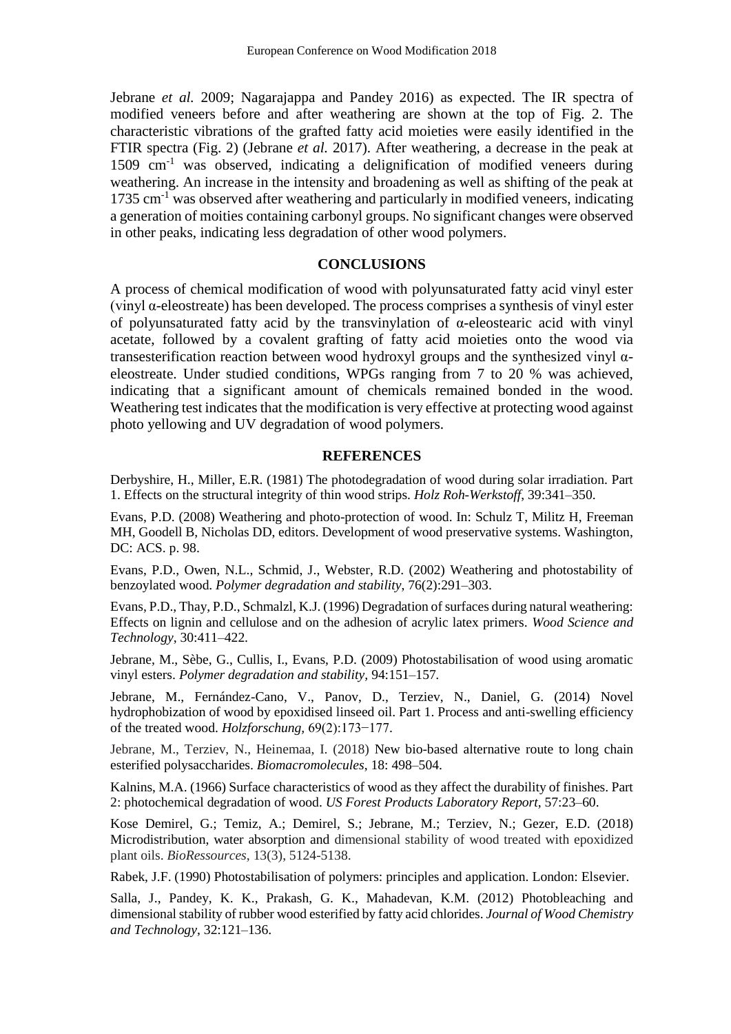Jebrane *et al.* 2009; Nagarajappa and Pandey 2016) as expected. The IR spectra of modified veneers before and after weathering are shown at the top of Fig. 2. The characteristic vibrations of the grafted fatty acid moieties were easily identified in the FTIR spectra (Fig. 2) (Jebrane *et al.* 2017). After weathering, a decrease in the peak at 1509 $cm^{-1}$ was observed, indicating a delignification of modified veneers during weathering. An increase in the intensity and broadening as well as shifting of the peak at 1735 $cm^{-1}$ was observed after weathering and particularly in modified veneers, indicating a generation of moities containing carbonyl groups. No significant changes were observed in other peaks, indicating less degradation of other wood polymers.

## CONCLUSIONS

A process of chemical modification of wood with polyunsaturated fatty acid vinyl ester (vinyl α-eleostreate) has been developed. The process comprises a synthesis of vinyl ester of polyunsaturated fatty acid by the transvinylation of α-eleostearic acid with vinyl acetate, followed by a covalent grafting of fatty acid moieties onto the wood via transesterification reaction between wood hydroxyl groups and the synthesized vinyl α-eleostreate. Under studied conditions, WPGs ranging from 7 to 20 % was achieved, indicating that a significant amount of chemicals remained bonded in the wood. Weathering test indicates that the modification is very effective at protecting wood against photo yellowing and UV degradation of wood polymers.

## REFERENCES

Derbyshire, H., Miller, E.R. (1981) The photodegradation of wood during solar irradiation. Part 1. Effects on the structural integrity of thin wood strips. *Holz Roh-Werkstoff*, 39:341–350.

Evans, P.D. (2008) Weathering and photo-protection of wood. In: Schulz T, Militz H, Freeman MH, Goodell B, Nicholas DD, editors. Development of wood preservative systems. Washington, DC: ACS. p. 98.

Evans, P.D., Owen, N.L., Schmid, J., Webster, R.D. (2002) Weathering and photostability of benzoylated wood. *Polymer degradation and stability*, 76(2):291–303.

Evans, P.D., Thay, P.D., Schmalzl, K.J. (1996) Degradation of surfaces during natural weathering: Effects on lignin and cellulose and on the adhesion of acrylic latex primers. *Wood Science and Technology*, 30:411–422.

Jebrane, M., Sèbe, G., Cullis, I., Evans, P.D. (2009) Photostabilisation of wood using aromatic vinyl esters. *Polymer degradation and stability*, 94:151–157.

Jebrane, M., Fernández-Cano, V., Panov, D., Terziev, N., Daniel, G. (2014) Novel hydrophobization of wood by epoxidised linseed oil. Part 1. Process and anti-swelling efficiency of the treated wood. *Holzforschung*, 69(2):173−177.

Jebrane, M., Terziev, N., Heinemaa, I. (2018) New bio-based alternative route to long chain esterified polysaccharides. *Biomacromolecules*, 18: 498–504.

Kalnins, M.A. (1966) Surface characteristics of wood as they affect the durability of finishes. Part 2: photochemical degradation of wood. *US Forest Products Laboratory Report*, 57:23–60.

Kose Demirel, G.; Temiz, A.; Demirel, S.; Jebrane, M.; Terziev, N.; Gezer, E.D. (2018) Microdistribution, water absorption and dimensional stability of wood treated with epoxidized plant oils. *BioRessources*, 13(3), 5124-5138.

Rabek, J.F. (1990) Photostabilisation of polymers: principles and application. London: Elsevier.

Salla, J., Pandey, K. K., Prakash, G. K., Mahadevan, K.M. (2012) Photobleaching and dimensional stability of rubber wood esterified by fatty acid chlorides. *Journal of Wood Chemistry and Technology*, 32:121–136.